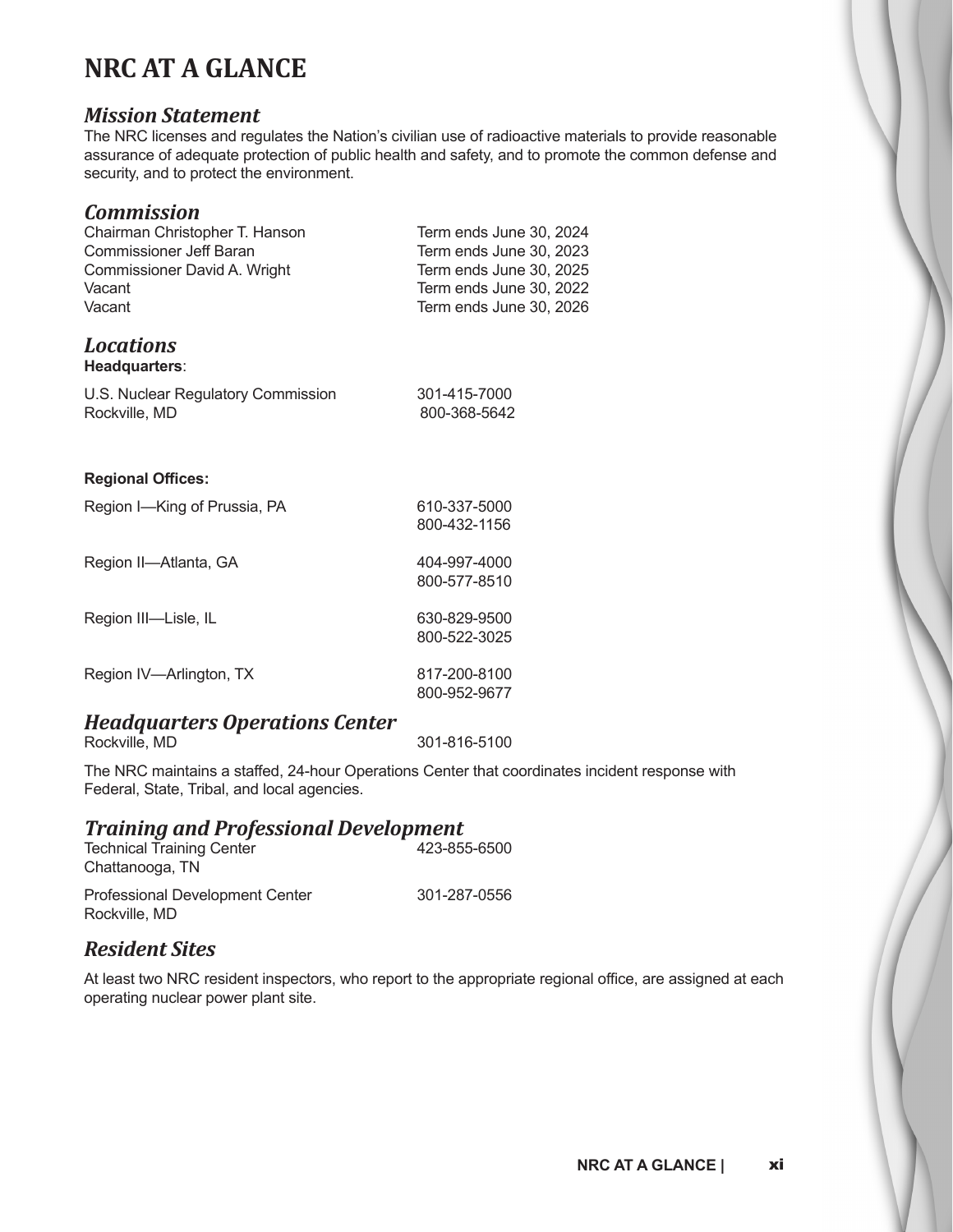# NRC AT A GLANCE

## *Mission Statement*

The NRC licenses and regulates the Nation's civilian use of radioactive materials to provide reasonable assurance of adequate protection of public health and safety, and to promote the common defense and security, and to protect the environment.

## *Commission*

| | |
|---|---|
| Chairman Christopher T. Hanson | Term ends June 30, 2024 |
| Commissioner Jeff Baran | Term ends June 30, 2023 |
| Commissioner David A. Wright | Term ends June 30, 2025 |
| Vacant | Term ends June 30, 2022 |
| Vacant | Term ends June 30, 2026 |

## *Locations*

**Headquarters**:

| | |
|---|---|
| U.S. Nuclear Regulatory Commission<br>Rockville, MD | 301-415-7000<br>800-368-5642 |

**Regional Offices:**

| | |
|---|---|
| Region I—King of Prussia, PA | 610-337-5000<br>800-432-1156 |
| Region II—Atlanta, GA | 404-997-4000<br>800-577-8510 |
| Region III—Lisle, IL | 630-829-9500<br>800-522-3025 |
| Region IV—Arlington, TX | 817-200-8100<br>800-952-9677 |

## *Headquarters Operations Center*

Rockville, MD 301-816-5100

The NRC maintains a staffed, 24-hour Operations Center that coordinates incident response with Federal, State, Tribal, and local agencies.

## *Training and Professional Development*

| | |
|---|---|
| Technical Training Center<br>Chattanooga, TN | 423-855-6500 |
| Professional Development Center<br>Rockville, MD | 301-287-0556 |

## *Resident Sites*

At least two NRC resident inspectors, who report to the appropriate regional office, are assigned at each operating nuclear power plant site.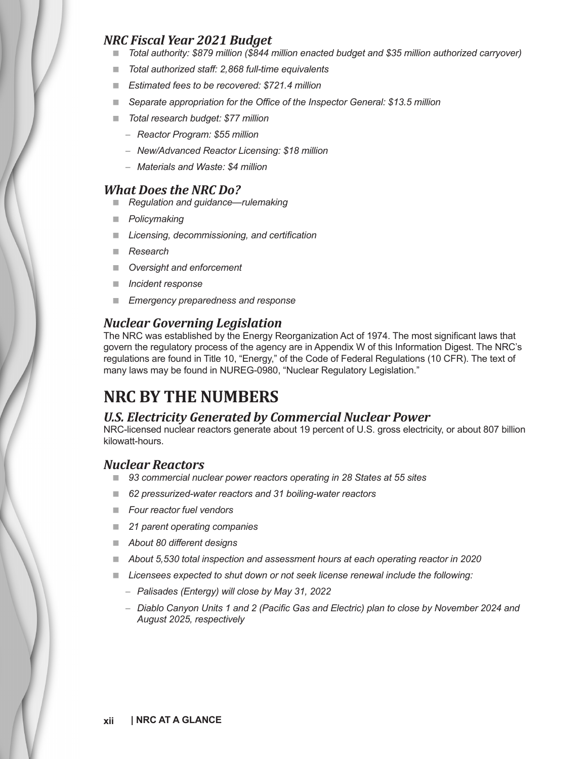### *NRC Fiscal Year 2021 Budget*

- *Total authority: $879 million ($844 million enacted budget and $35 million authorized carryover)*
- *Total authorized staff: 2,868 full-time equivalents*
- *Estimated fees to be recovered: $721.4 million*
- *Separate appropriation for the Office of the Inspector General: $13.5 million*
- *Total research budget: $77 million*
  - *Reactor Program: $55 million*
  - *New/Advanced Reactor Licensing: $18 million*
  - *Materials and Waste: $4 million*

### *What Does the NRC Do?*

- *Regulation and guidance—rulemaking*
- *Policymaking*
- *Licensing, decommissioning, and certification*
- *Research*
- *Oversight and enforcement*
- *Incident response*
- *Emergency preparedness and response*

### *Nuclear Governing Legislation*

The NRC was established by the Energy Reorganization Act of 1974. The most significant laws that govern the regulatory process of the agency are in Appendix W of this Information Digest. The NRC's regulations are found in Title 10, "Energy," of the Code of Federal Regulations (10 CFR). The text of many laws may be found in NUREG-0980, "Nuclear Regulatory Legislation."

## NRC BY THE NUMBERS

### *U.S. Electricity Generated by Commercial Nuclear Power*

NRC-licensed nuclear reactors generate about 19 percent of U.S. gross electricity, or about 807 billion kilowatt-hours.

### *Nuclear Reactors*

- *93 commercial nuclear power reactors operating in 28 States at 55 sites*
- *62 pressurized-water reactors and 31 boiling-water reactors*
- *Four reactor fuel vendors*
- *21 parent operating companies*
- *About 80 different designs*
- *About 5,530 total inspection and assessment hours at each operating reactor in 2020*
- *Licensees expected to shut down or not seek license renewal include the following:*
  - *Palisades (Entergy) will close by May 31, 2022*
  - *Diablo Canyon Units 1 and 2 (Pacific Gas and Electric) plan to close by November 2024 and August 2025, respectively*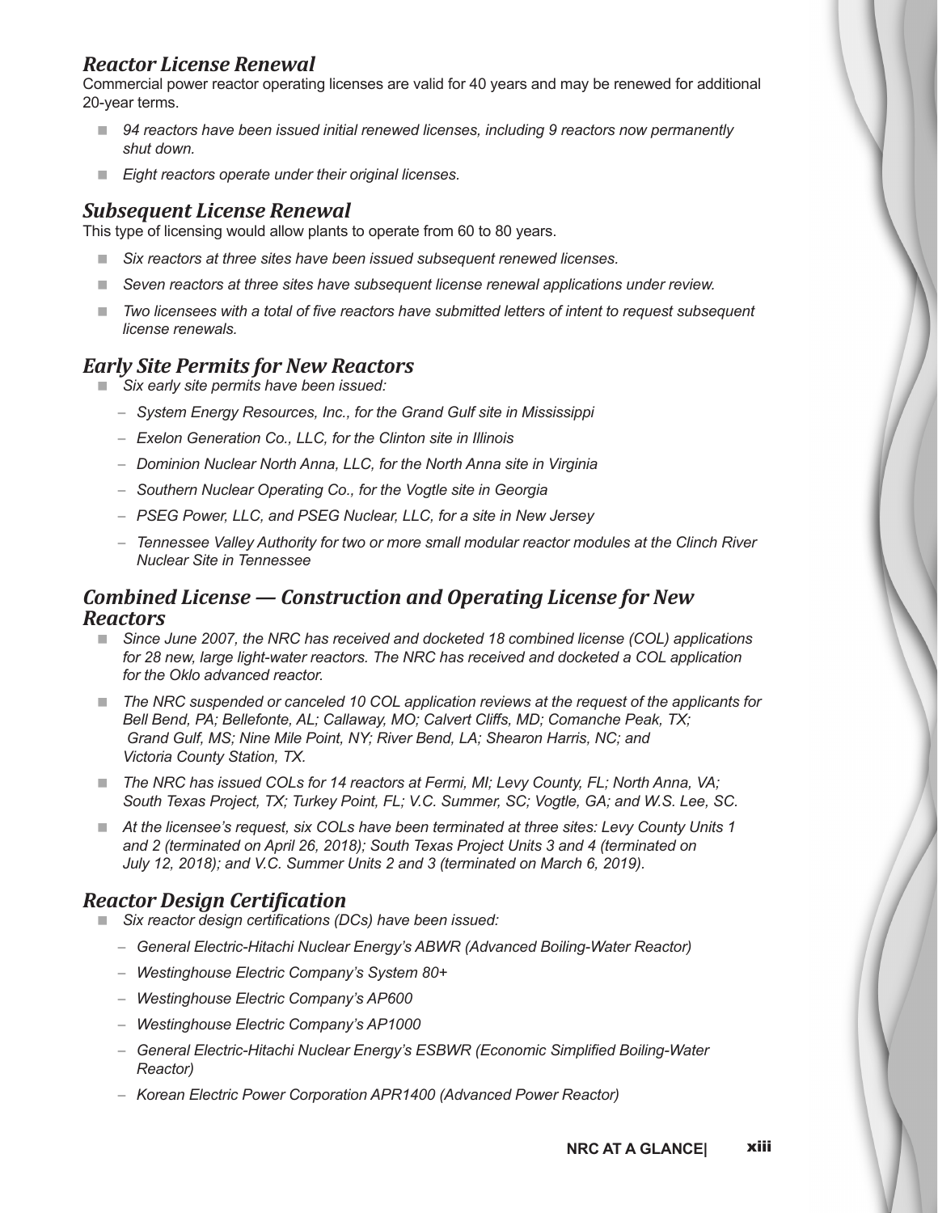## *Reactor License Renewal*

Commercial power reactor operating licenses are valid for 40 years and may be renewed for additional 20-year terms.

- *94 reactors have been issued initial renewed licenses, including 9 reactors now permanently shut down.*
- *Eight reactors operate under their original licenses.*

## *Subsequent License Renewal*

This type of licensing would allow plants to operate from 60 to 80 years.

- *Six reactors at three sites have been issued subsequent renewed licenses.*
- *Seven reactors at three sites have subsequent license renewal applications under review.*
- *Two licensees with a total of five reactors have submitted letters of intent to request subsequent license renewals.*

## *Early Site Permits for New Reactors*

- *Six early site permits have been issued:*
  - *System Energy Resources, Inc., for the Grand Gulf site in Mississippi*
  - *Exelon Generation Co., LLC, for the Clinton site in Illinois*
  - *Dominion Nuclear North Anna, LLC, for the North Anna site in Virginia*
  - *Southern Nuclear Operating Co., for the Vogtle site in Georgia*
  - *PSEG Power, LLC, and PSEG Nuclear, LLC, for a site in New Jersey*
  - *Tennessee Valley Authority for two or more small modular reactor modules at the Clinch River Nuclear Site in Tennessee*

## *Combined License — Construction and Operating License for New Reactors*

- *Since June 2007, the NRC has received and docketed 18 combined license (COL) applications for 28 new, large light-water reactors. The NRC has received and docketed a COL application for the Oklo advanced reactor.*
- *The NRC suspended or canceled 10 COL application reviews at the request of the applicants for Bell Bend, PA; Bellefonte, AL; Callaway, MO; Calvert Cliffs, MD; Comanche Peak, TX; Grand Gulf, MS; Nine Mile Point, NY; River Bend, LA; Shearon Harris, NC; and Victoria County Station, TX.*
- *The NRC has issued COLs for 14 reactors at Fermi, MI; Levy County, FL; North Anna, VA; South Texas Project, TX; Turkey Point, FL; V.C. Summer, SC; Vogtle, GA; and W.S. Lee, SC.*
- *At the licensee's request, six COLs have been terminated at three sites: Levy County Units 1 and 2 (terminated on April 26, 2018); South Texas Project Units 3 and 4 (terminated on July 12, 2018); and V.C. Summer Units 2 and 3 (terminated on March 6, 2019).*

## *Reactor Design Certification*

- *Six reactor design certifications (DCs) have been issued:*
  - *General Electric-Hitachi Nuclear Energy's ABWR (Advanced Boiling-Water Reactor)*
  - *Westinghouse Electric Company's System 80+*
  - *Westinghouse Electric Company's AP600*
  - *Westinghouse Electric Company's AP1000*
  - *General Electric-Hitachi Nuclear Energy's ESBWR (Economic Simplified Boiling-Water Reactor)*
  - *Korean Electric Power Corporation APR1400 (Advanced Power Reactor)*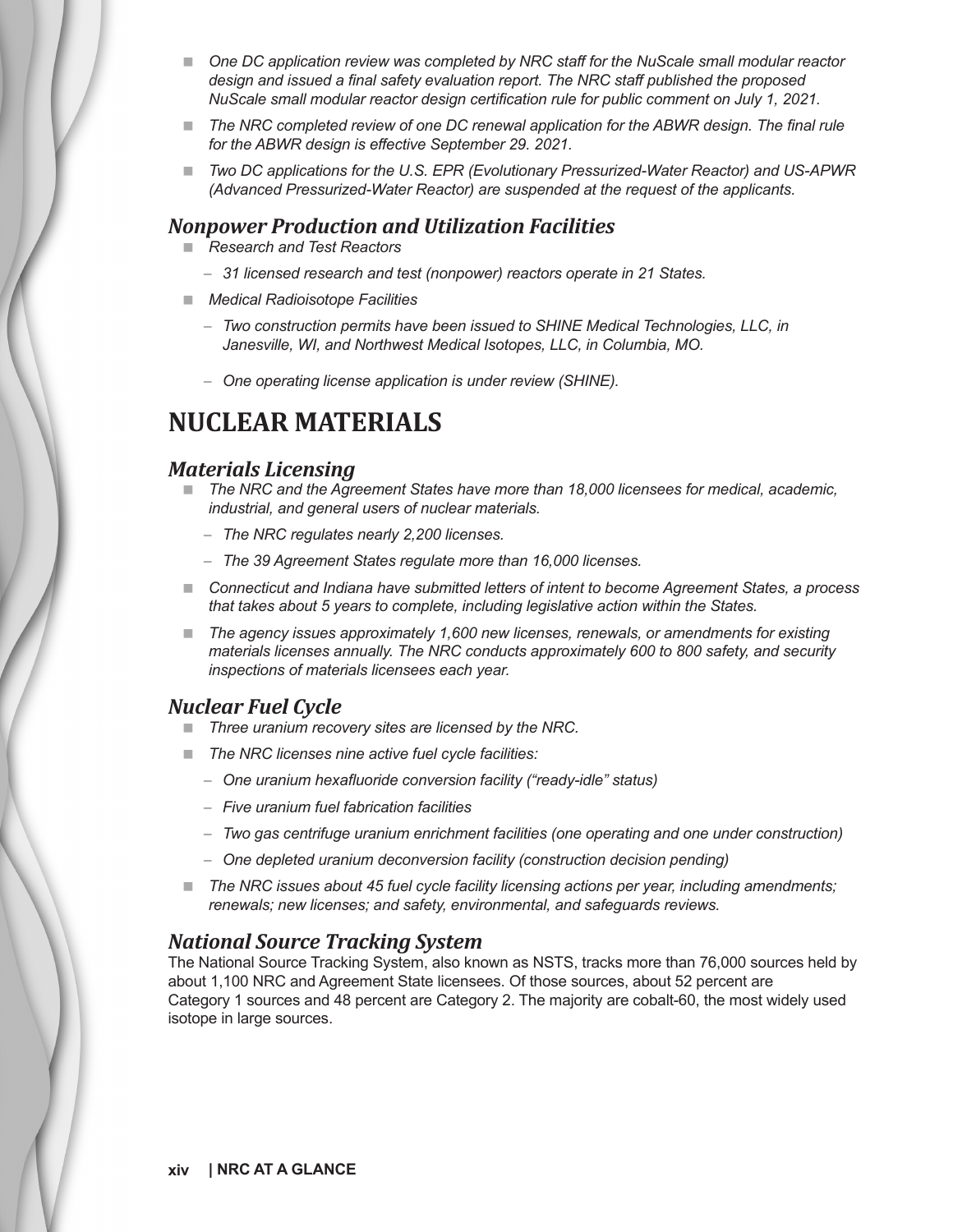- *One DC application review was completed by NRC staff for the NuScale small modular reactor design and issued a final safety evaluation report. The NRC staff published the proposed NuScale small modular reactor design certification rule for public comment on July 1, 2021.*
- *The NRC completed review of one DC renewal application for the ABWR design. The final rule for the ABWR design is effective September 29. 2021.*
- *Two DC applications for the U.S. EPR (Evolutionary Pressurized-Water Reactor) and US-APWR (Advanced Pressurized-Water Reactor) are suspended at the request of the applicants.*

### *Nonpower Production and Utilization Facilities*

- *Research and Test Reactors*
  - *31 licensed research and test (nonpower) reactors operate in 21 States.*
- *Medical Radioisotope Facilities*
  - *Two construction permits have been issued to SHINE Medical Technologies, LLC, in Janesville, WI, and Northwest Medical Isotopes, LLC, in Columbia, MO.*
  - *One operating license application is under review (SHINE).*

## NUCLEAR MATERIALS

### *Materials Licensing*

- *The NRC and the Agreement States have more than 18,000 licensees for medical, academic, industrial, and general users of nuclear materials.*
  - *The NRC regulates nearly 2,200 licenses.*
  - *The 39 Agreement States regulate more than 16,000 licenses.*
- *Connecticut and Indiana have submitted letters of intent to become Agreement States, a process that takes about 5 years to complete, including legislative action within the States.*
- *The agency issues approximately 1,600 new licenses, renewals, or amendments for existing materials licenses annually. The NRC conducts approximately 600 to 800 safety, and security inspections of materials licensees each year.*

### *Nuclear Fuel Cycle*

- *Three uranium recovery sites are licensed by the NRC.*
- *The NRC licenses nine active fuel cycle facilities:*
  - *One uranium hexafluoride conversion facility ("ready-idle" status)*
  - *Five uranium fuel fabrication facilities*
  - *Two gas centrifuge uranium enrichment facilities (one operating and one under construction)*
  - *One depleted uranium deconversion facility (construction decision pending)*
- *The NRC issues about 45 fuel cycle facility licensing actions per year, including amendments; renewals; new licenses; and safety, environmental, and safeguards reviews.*

### *National Source Tracking System*

The National Source Tracking System, also known as NSTS, tracks more than 76,000 sources held by about 1,100 NRC and Agreement State licensees. Of those sources, about 52 percent are Category 1 sources and 48 percent are Category 2. The majority are cobalt-60, the most widely used isotope in large sources.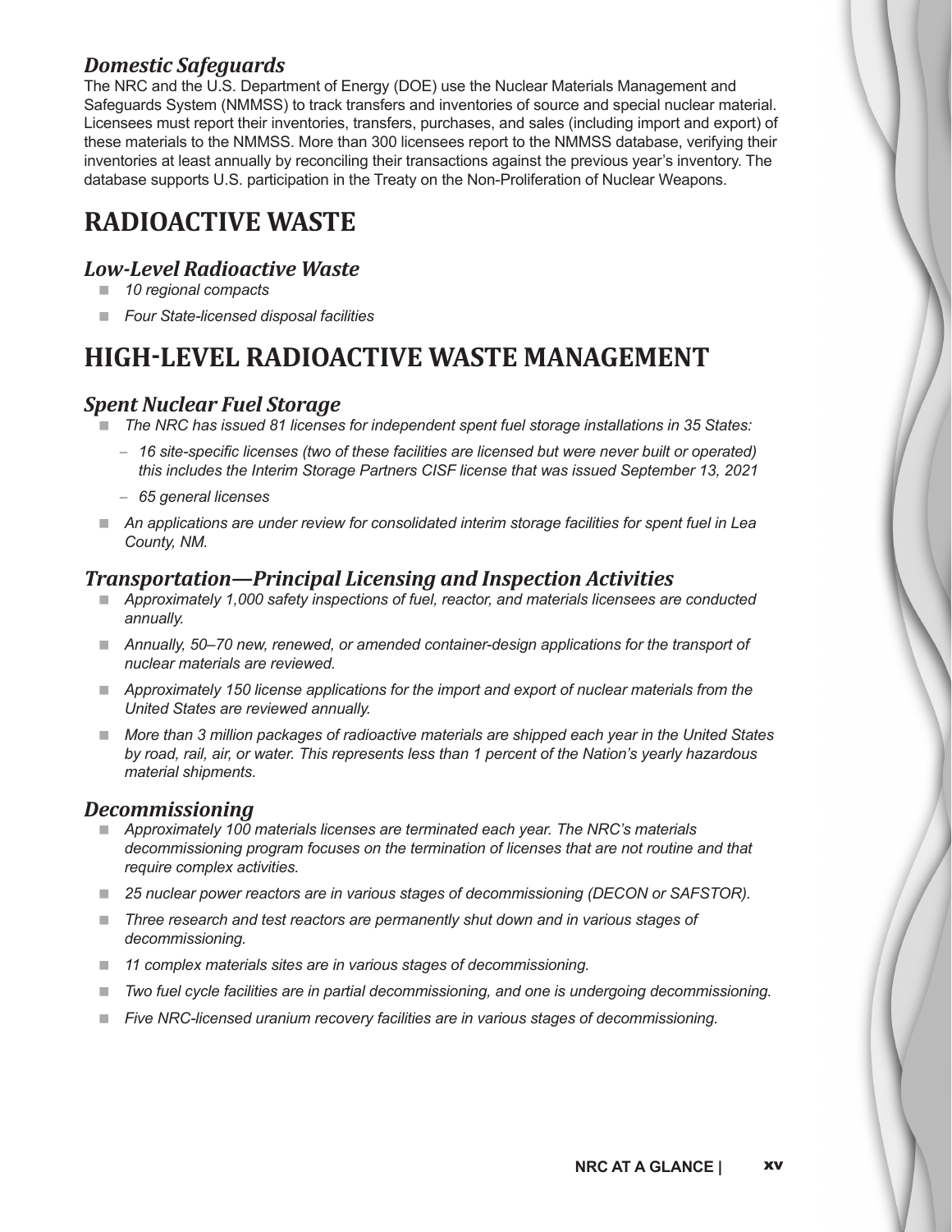### *Domestic Safeguards*

The NRC and the U.S. Department of Energy (DOE) use the Nuclear Materials Management and Safeguards System (NMMSS) to track transfers and inventories of source and special nuclear material. Licensees must report their inventories, transfers, purchases, and sales (including import and export) of these materials to the NMMSS. More than 300 licensees report to the NMMSS database, verifying their inventories at least annually by reconciling their transactions against the previous year's inventory. The database supports U.S. participation in the Treaty on the Non-Proliferation of Nuclear Weapons.

## RADIOACTIVE WASTE

### *Low-Level Radioactive Waste*

- *10 regional compacts*
- *Four State-licensed disposal facilities*

## HIGH-LEVEL RADIOACTIVE WASTE MANAGEMENT

### *Spent Nuclear Fuel Storage*

- *The NRC has issued 81 licenses for independent spent fuel storage installations in 35 States:*
  - *16 site-specific licenses (two of these facilities are licensed but were never built or operated) this includes the Interim Storage Partners CISF license that was issued September 13, 2021*
  - *65 general licenses*
- *An applications are under review for consolidated interim storage facilities for spent fuel in Lea County, NM.*

### *Transportation—Principal Licensing and Inspection Activities*

- *Approximately 1,000 safety inspections of fuel, reactor, and materials licensees are conducted annually.*
- *Annually, 50–70 new, renewed, or amended container-design applications for the transport of nuclear materials are reviewed.*
- *Approximately 150 license applications for the import and export of nuclear materials from the United States are reviewed annually.*
- *More than 3 million packages of radioactive materials are shipped each year in the United States by road, rail, air, or water. This represents less than 1 percent of the Nation's yearly hazardous material shipments.*

### *Decommissioning*

- *Approximately 100 materials licenses are terminated each year. The NRC's materials decommissioning program focuses on the termination of licenses that are not routine and that require complex activities.*
- *25 nuclear power reactors are in various stages of decommissioning (DECON or SAFSTOR).*
- *Three research and test reactors are permanently shut down and in various stages of decommissioning.*
- *11 complex materials sites are in various stages of decommissioning.*
- *Two fuel cycle facilities are in partial decommissioning, and one is undergoing decommissioning.*
- *Five NRC-licensed uranium recovery facilities are in various stages of decommissioning.*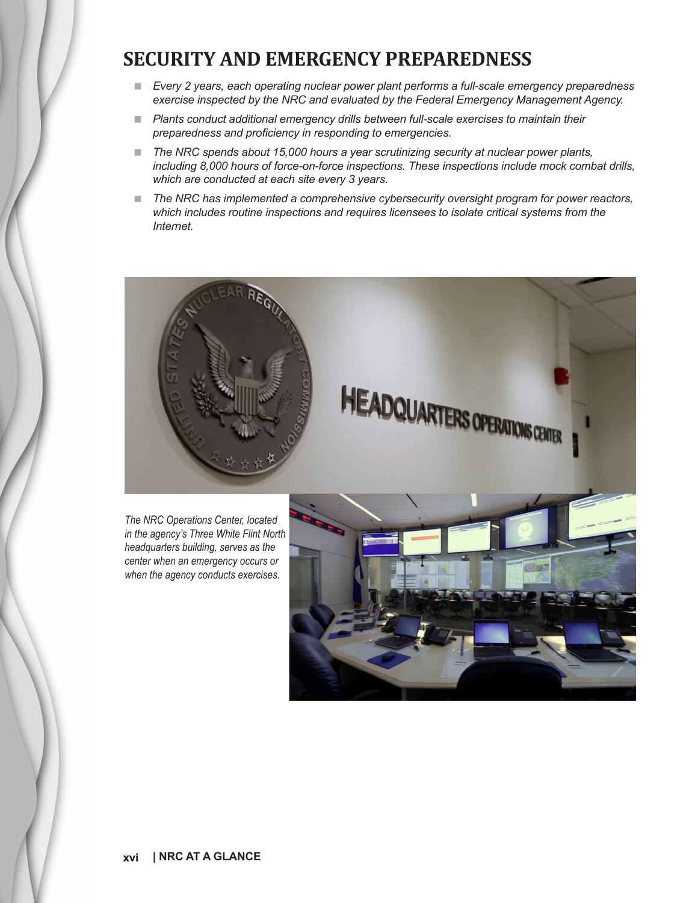# SECURITY AND EMERGENCY PREPAREDNESS

- *Every 2 years, each operating nuclear power plant performs a full-scale emergency preparedness exercise inspected by the NRC and evaluated by the Federal Emergency Management Agency.*
- *Plants conduct additional emergency drills between full-scale exercises to maintain their preparedness and proficiency in responding to emergencies.*
- *The NRC spends about 15,000 hours a year scrutinizing security at nuclear power plants, including 8,000 hours of force-on-force inspections. These inspections include mock combat drills, which are conducted at each site every 3 years.*
- *The NRC has implemented a comprehensive cybersecurity oversight program for power reactors, which includes routine inspections and requires licensees to isolate critical systems from the Internet.*

*The NRC Operations Center, located in the agency's Three White Flint North headquarters building, serves as the center when an emergency occurs or when the agency conducts exercises.*